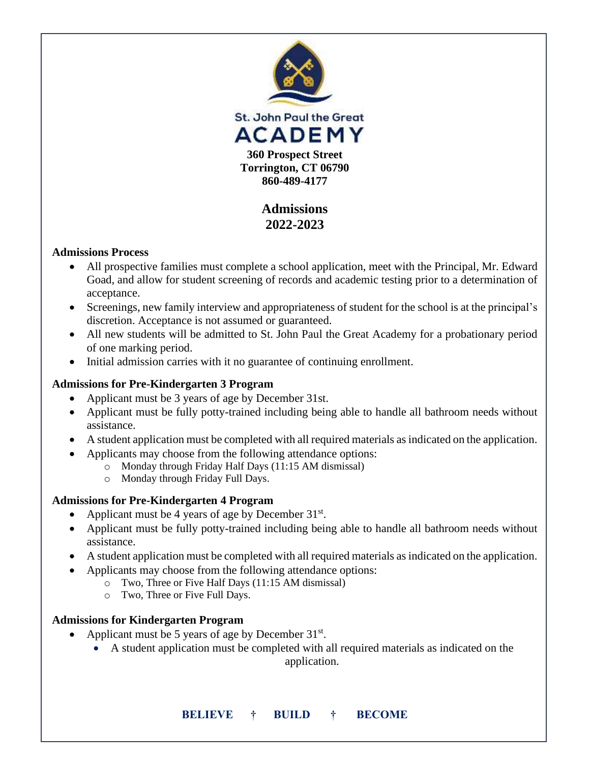St. John Paul the Great

# ACADEMY

**360 Prospect Street**
**Torrington, CT 06790**
**860-489-4177**

## Admissions 2022-2023

### Admissions Process

- All prospective families must complete a school application, meet with the Principal, Mr. Edward Goad, and allow for student screening of records and academic testing prior to a determination of acceptance.
- Screenings, new family interview and appropriateness of student for the school is at the principal's discretion. Acceptance is not assumed or guaranteed.
- All new students will be admitted to St. John Paul the Great Academy for a probationary period of one marking period.
- Initial admission carries with it no guarantee of continuing enrollment.

### Admissions for Pre-Kindergarten 3 Program

- Applicant must be 3 years of age by December 31st.
- Applicant must be fully potty-trained including being able to handle all bathroom needs without assistance.
- A student application must be completed with all required materials as indicated on the application.
- Applicants may choose from the following attendance options:
  - Monday through Friday Half Days (11:15 AM dismissal)
  - Monday through Friday Full Days.

### Admissions for Pre-Kindergarten 4 Program

- Applicant must be 4 years of age by December 31st.
- Applicant must be fully potty-trained including being able to handle all bathroom needs without assistance.
- A student application must be completed with all required materials as indicated on the application.
- Applicants may choose from the following attendance options:
  - Two, Three or Five Half Days (11:15 AM dismissal)
  - Two, Three or Five Full Days.

### Admissions for Kindergarten Program

- Applicant must be 5 years of age by December 31st.
  - A student application must be completed with all required materials as indicated on the application.

**BELIEVE † BUILD † BECOME**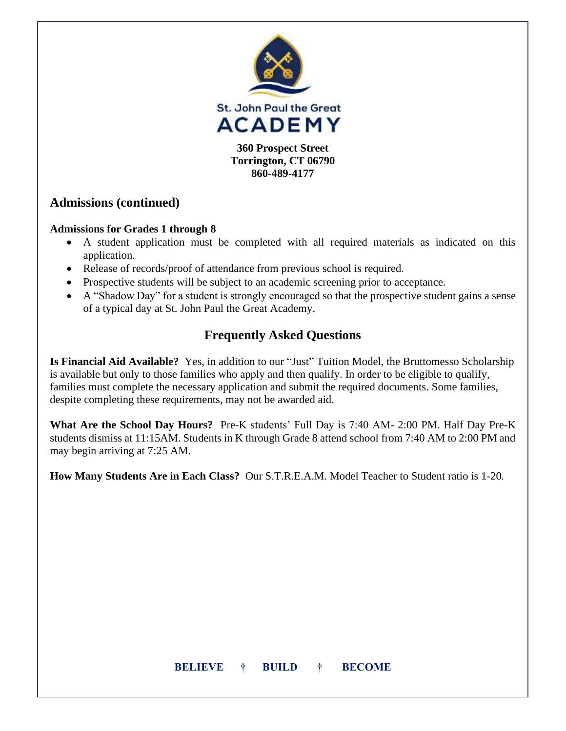St. John Paul the Great
ACADEMY

**360 Prospect Street**
**Torrington, CT 06790**
**860-489-4177**

## Admissions (continued)

**Admissions for Grades 1 through 8**

- A student application must be completed with all required materials as indicated on this application.
- Release of records/proof of attendance from previous school is required.
- Prospective students will be subject to an academic screening prior to acceptance.
- A "Shadow Day" for a student is strongly encouraged so that the prospective student gains a sense of a typical day at St. John Paul the Great Academy.

## Frequently Asked Questions

**Is Financial Aid Available?** Yes, in addition to our "Just" Tuition Model, the Bruttomesso Scholarship is available but only to those families who apply and then qualify. In order to be eligible to qualify, families must complete the necessary application and submit the required documents. Some families, despite completing these requirements, may not be awarded aid.

**What Are the School Day Hours?** Pre-K students' Full Day is 7:40 AM- 2:00 PM. Half Day Pre-K students dismiss at 11:15AM. Students in K through Grade 8 attend school from 7:40 AM to 2:00 PM and may begin arriving at 7:25 AM.

**How Many Students Are in Each Class?** Our S.T.R.E.A.M. Model Teacher to Student ratio is 1-20.

**BELIEVE † BUILD † BECOME**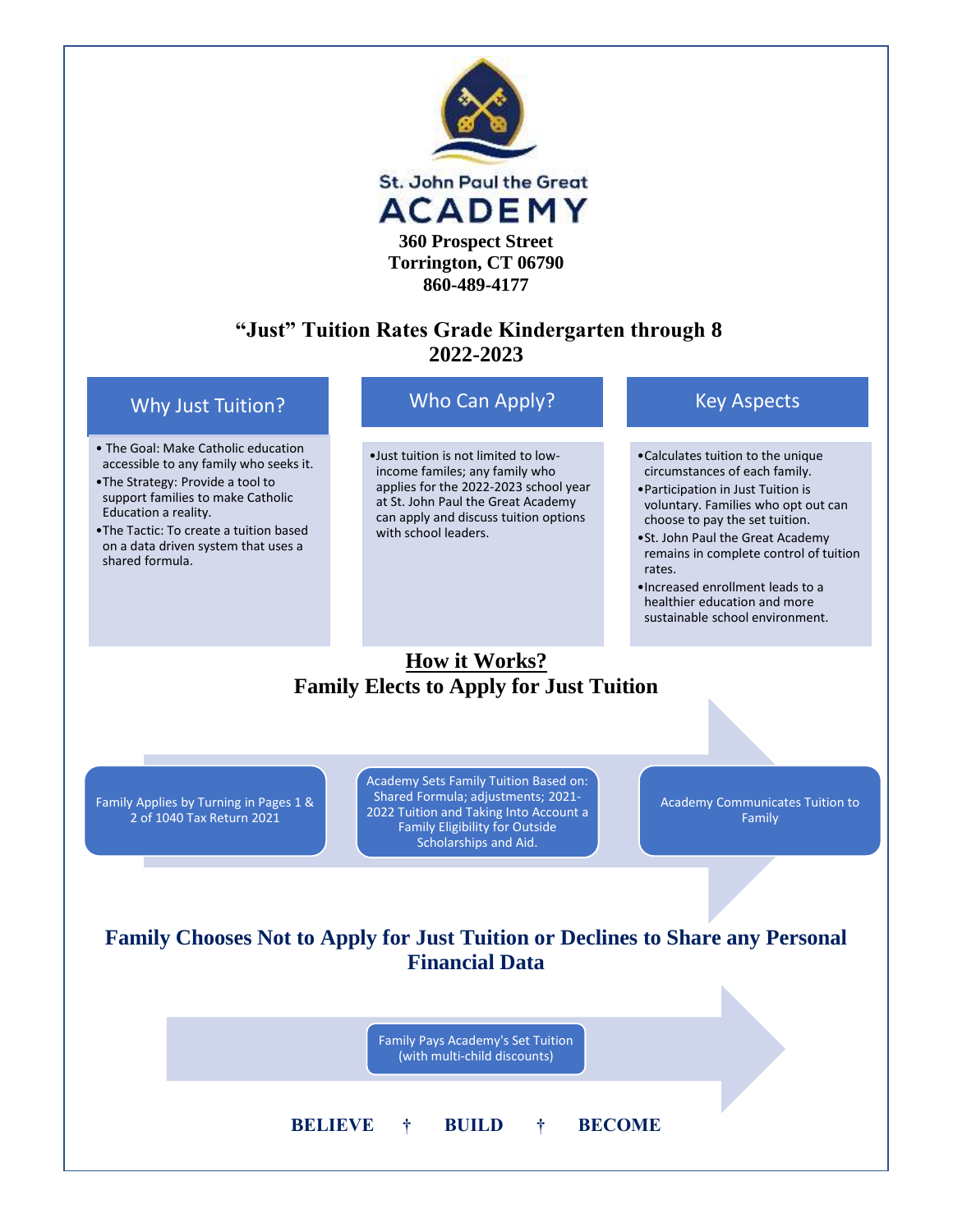St. John Paul the Great

# ACADEMY

**360 Prospect Street**
**Torrington, CT 06790**
**860-489-4177**

## "Just" Tuition Rates Grade Kindergarten through 8
## 2022-2023

### Why Just Tuition?

- The Goal: Make Catholic education accessible to any family who seeks it.
- The Strategy: Provide a tool to support families to make Catholic Education a reality.
- The Tactic: To create a tuition based on a data driven system that uses a shared formula.

### Who Can Apply?

- Just tuition is not limited to low-income familes; any family who applies for the 2022-2023 school year at St. John Paul the Great Academy can apply and discuss tuition options with school leaders.

### Key Aspects

- Calculates tuition to the unique circumstances of each family.
- Participation in Just Tuition is voluntary. Families who opt out can choose to pay the set tuition.
- St. John Paul the Great Academy remains in complete control of tuition rates.
- Increased enrollment leads to a healthier education and more sustainable school environment.

## How it Works?

### Family Elects to Apply for Just Tuition

1. Family Applies by Turning in Pages 1 & 2 of 1040 Tax Return 2021
2. Academy Sets Family Tuition Based on: Shared Formula; adjustments; 2021-2022 Tuition and Taking Into Account a Family Eligibility for Outside Scholarships and Aid.
3. Academy Communicates Tuition to Family

### Family Chooses Not to Apply for Just Tuition or Declines to Share any Personal Financial Data

- Family Pays Academy's Set Tuition (with multi-child discounts)

**BELIEVE † BUILD † BECOME**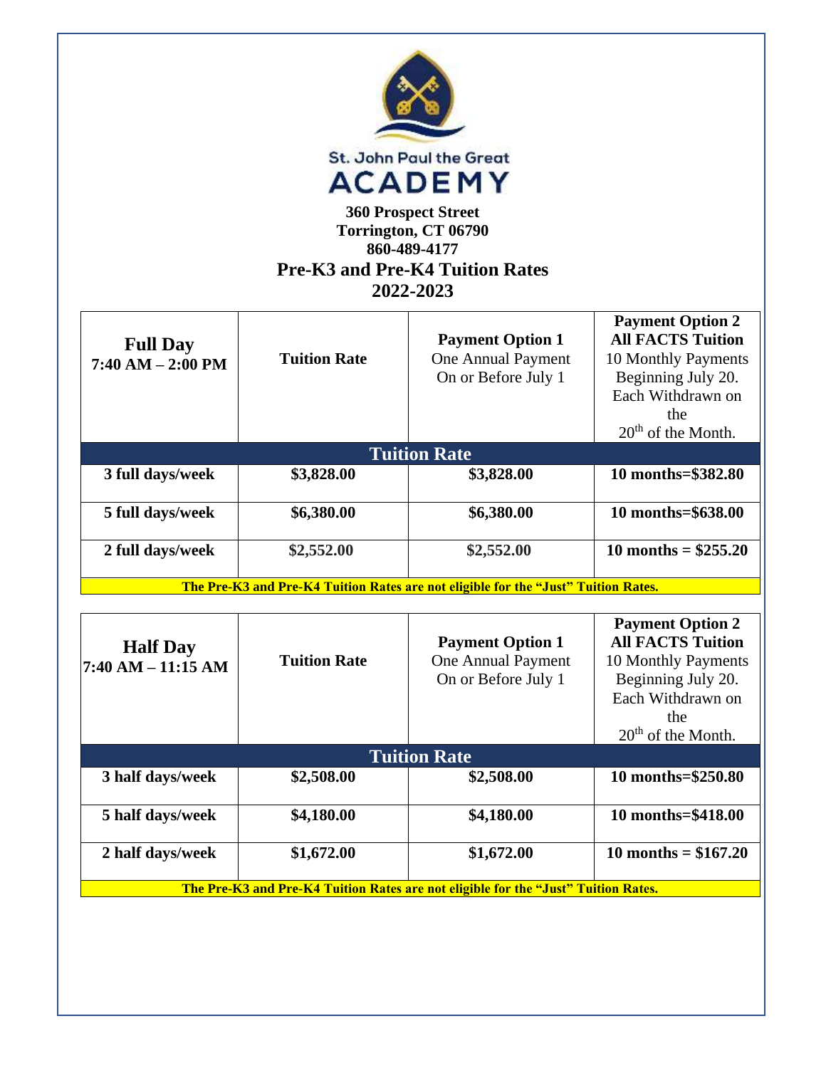St. John Paul the Great
ACADEMY

**360 Prospect Street**
**Torrington, CT 06790**
**860-489-4177**

## Pre-K3 and Pre-K4 Tuition Rates
## 2022-2023

| **Full Day** 7:40 AM – 2:00 PM | **Tuition Rate** | **Payment Option 1** One Annual Payment On or Before July 1 | **Payment Option 2** **All FACTS Tuition** 10 Monthly Payments Beginning July 20. Each Withdrawn on the 20th of the Month. |
|---|---|---|---|
| **Tuition Rate** | | | |
| **3 full days/week** | **$3,828.00** | **$3,828.00** | **10 months=$382.80** |
| **5 full days/week** | **$6,380.00** | **$6,380.00** | **10 months=$638.00** |
| **2 full days/week** | **$2,552.00** | **$2,552.00** | **10 months = $255.20** |

**The Pre-K3 and Pre-K4 Tuition Rates are not eligible for the "Just" Tuition Rates.**

| **Half Day** 7:40 AM – 11:15 AM | **Tuition Rate** | **Payment Option 1** One Annual Payment On or Before July 1 | **Payment Option 2** **All FACTS Tuition** 10 Monthly Payments Beginning July 20. Each Withdrawn on the 20th of the Month. |
|---|---|---|---|
| **Tuition Rate** | | | |
| **3 half days/week** | **$2,508.00** | **$2,508.00** | **10 months=$250.80** |
| **5 half days/week** | **$4,180.00** | **$4,180.00** | **10 months=$418.00** |
| **2 half days/week** | **$1,672.00** | **$1,672.00** | **10 months = $167.20** |

**The Pre-K3 and Pre-K4 Tuition Rates are not eligible for the "Just" Tuition Rates.**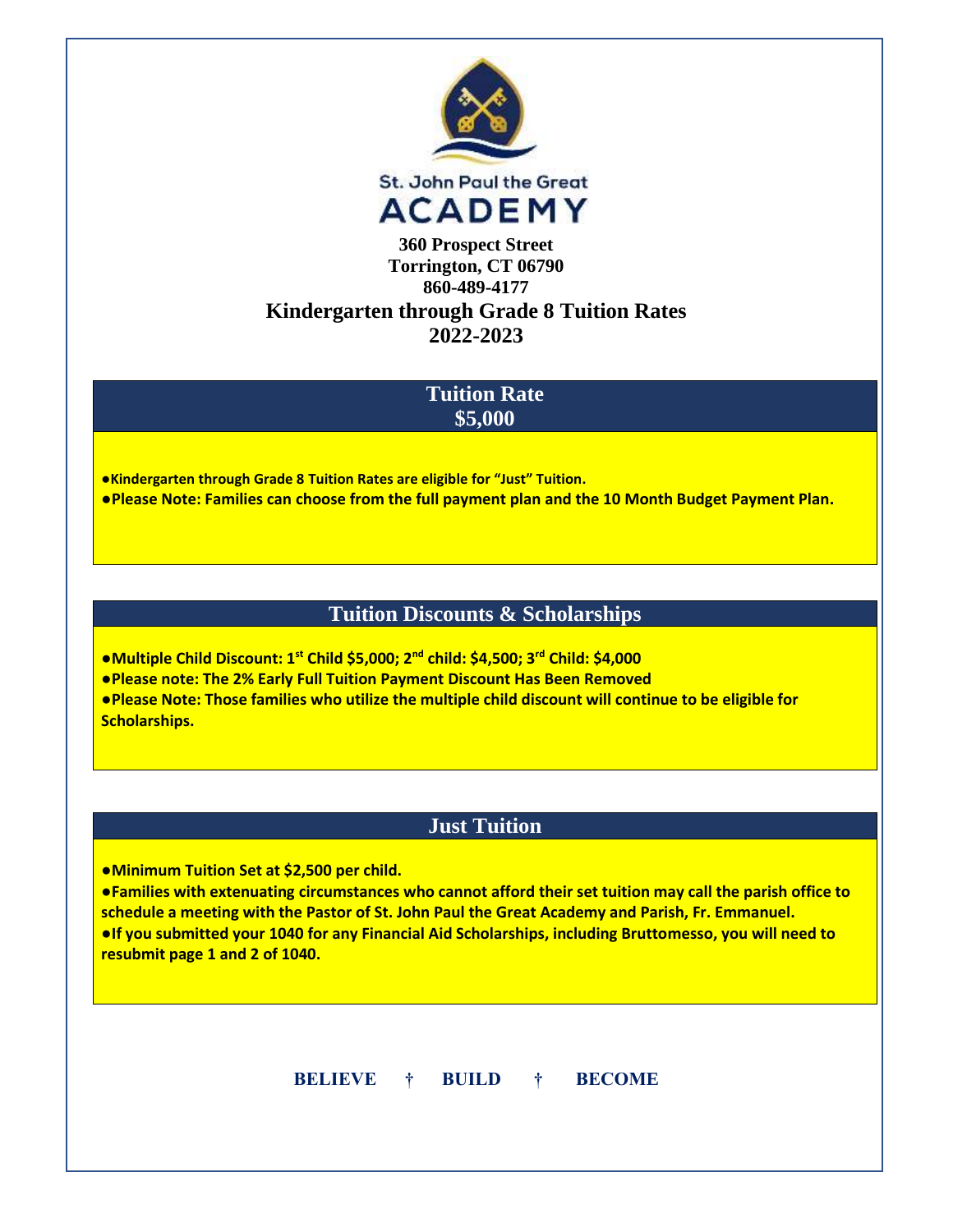St. John Paul the Great

# ACADEMY

**360 Prospect Street**
**Torrington, CT 06790**
**860-489-4177**

## Kindergarten through Grade 8 Tuition Rates 2022-2023

## Tuition Rate $5,000

- **Kindergarten through Grade 8 Tuition Rates are eligible for "Just" Tuition.**
- **Please Note: Families can choose from the full payment plan and the 10 Month Budget Payment Plan.**

## Tuition Discounts & Scholarships

- **Multiple Child Discount: 1st Child $5,000; 2nd child: $4,500; 3rd Child: $4,000**
- **Please note: The 2% Early Full Tuition Payment Discount Has Been Removed**
- **Please Note: Those families who utilize the multiple child discount will continue to be eligible for Scholarships.**

## Just Tuition

- **Minimum Tuition Set at $2,500 per child.**
- **Families with extenuating circumstances who cannot afford their set tuition may call the parish office to schedule a meeting with the Pastor of St. John Paul the Great Academy and Parish, Fr. Emmanuel.**
- **If you submitted your 1040 for any Financial Aid Scholarships, including Bruttomesso, you will need to resubmit page 1 and 2 of 1040.**

**BELIEVE † BUILD † BECOME**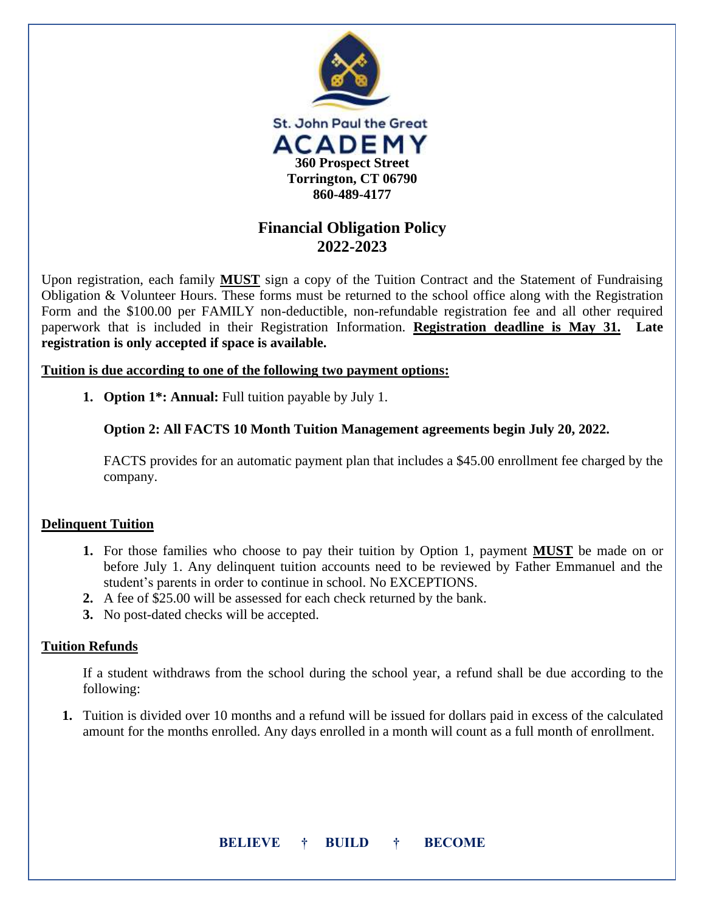St. John Paul the Great

ACADEMY

**360 Prospect Street**
**Torrington, CT 06790**
**860-489-4177**

# Financial Obligation Policy
# 2022-2023

Upon registration, each family **MUST** sign a copy of the Tuition Contract and the Statement of Fundraising Obligation & Volunteer Hours. These forms must be returned to the school office along with the Registration Form and the $100.00 per FAMILY non-deductible, non-refundable registration fee and all other required paperwork that is included in their Registration Information. **Registration deadline is May 31. Late registration is only accepted if space is available.**

**Tuition is due according to one of the following two payment options:**

1. **Option 1*: Annual:** Full tuition payable by July 1.

   **Option 2: All FACTS 10 Month Tuition Management agreements begin July 20, 2022.**

   FACTS provides for an automatic payment plan that includes a $45.00 enrollment fee charged by the company.

**Delinquent Tuition**

1. For those families who choose to pay their tuition by Option 1, payment **MUST** be made on or before July 1. Any delinquent tuition accounts need to be reviewed by Father Emmanuel and the student's parents in order to continue in school. No EXCEPTIONS.
2. A fee of $25.00 will be assessed for each check returned by the bank.
3. No post-dated checks will be accepted.

**Tuition Refunds**

If a student withdraws from the school during the school year, a refund shall be due according to the following:

1. Tuition is divided over 10 months and a refund will be issued for dollars paid in excess of the calculated amount for the months enrolled. Any days enrolled in a month will count as a full month of enrollment.

**BELIEVE † BUILD † BECOME**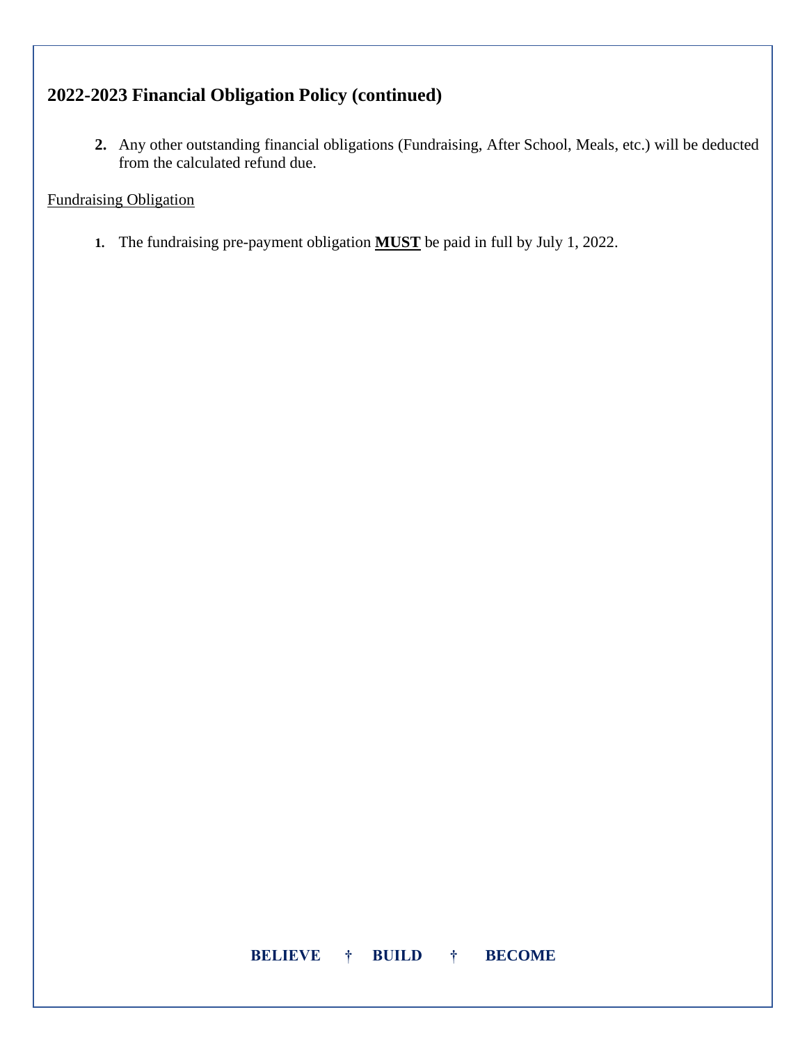## 2022-2023 Financial Obligation Policy (continued)

2. Any other outstanding financial obligations (Fundraising, After School, Meals, etc.) will be deducted from the calculated refund due.

<u>Fundraising Obligation</u>

1. The fundraising pre-payment obligation **<u>MUST</u>** be paid in full by July 1, 2022.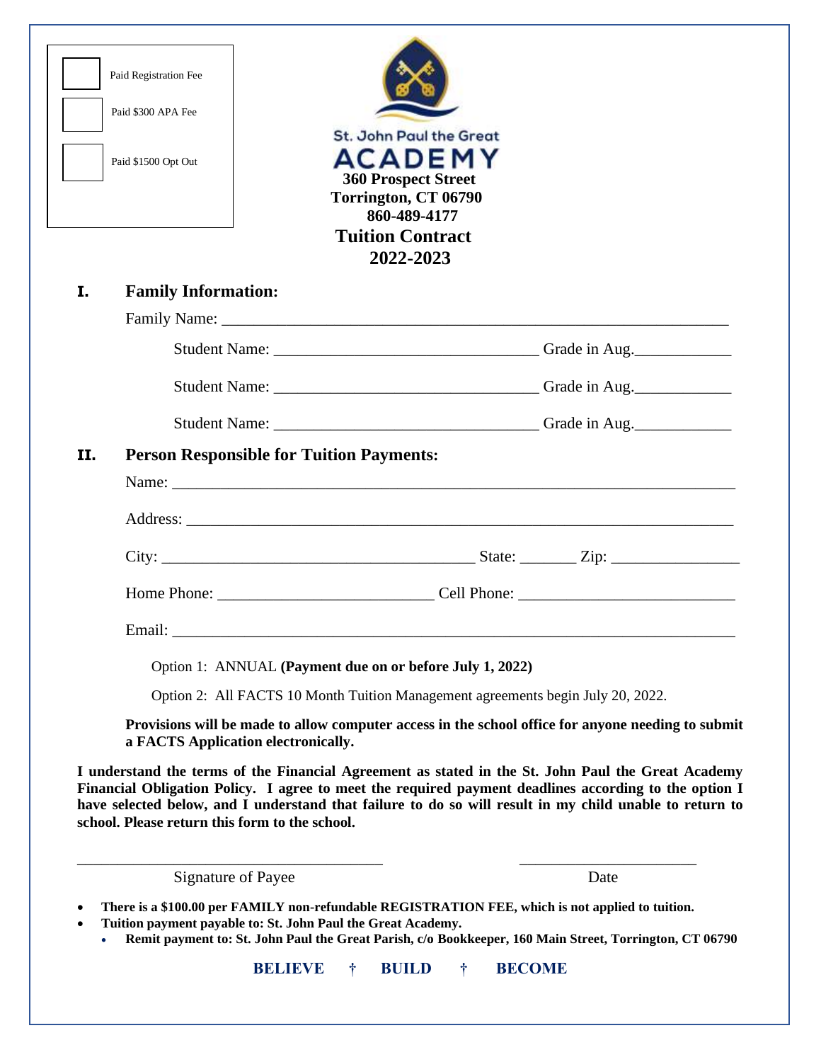- [ ] Paid Registration Fee
- [ ] Paid $300 APA Fee
- [ ] Paid $1500 Opt Out

St. John Paul the Great
ACADEMY
**360 Prospect Street**
**Torrington, CT 06790**
**860-489-4177**

# Tuition Contract 2022-2023

## I. Family Information:

Family Name: ______________________________________________________________

Student Name: _________________________________ Grade in Aug.____________

Student Name: _________________________________ Grade in Aug.____________

Student Name: _________________________________ Grade in Aug.____________

## II. Person Responsible for Tuition Payments:

Name: _________________________________________________________________

Address: _______________________________________________________________

City: ________________________________________ State: _______ Zip: ________________

Home Phone: ___________________________ Cell Phone: ___________________________

Email: _________________________________________________________________

Option 1: ANNUAL **(Payment due on or before July 1, 2022)**

Option 2: All FACTS 10 Month Tuition Management agreements begin July 20, 2022.

**Provisions will be made to allow computer access in the school office for anyone needing to submit a FACTS Application electronically.**

**I understand the terms of the Financial Agreement as stated in the St. John Paul the Great Academy Financial Obligation Policy. I agree to meet the required payment deadlines according to the option I have selected below, and I understand that failure to do so will result in my child unable to return to school. Please return this form to the school.**

_______________________________________ ______________________

Signature of Payee Date

- **There is a $100.00 per FAMILY non-refundable REGISTRATION FEE, which is not applied to tuition.**
- **Tuition payment payable to: St. John Paul the Great Academy.**
  - **Remit payment to: St. John Paul the Great Parish, c/o Bookkeeper, 160 Main Street, Torrington, CT 06790**

**BELIEVE † BUILD † BECOME**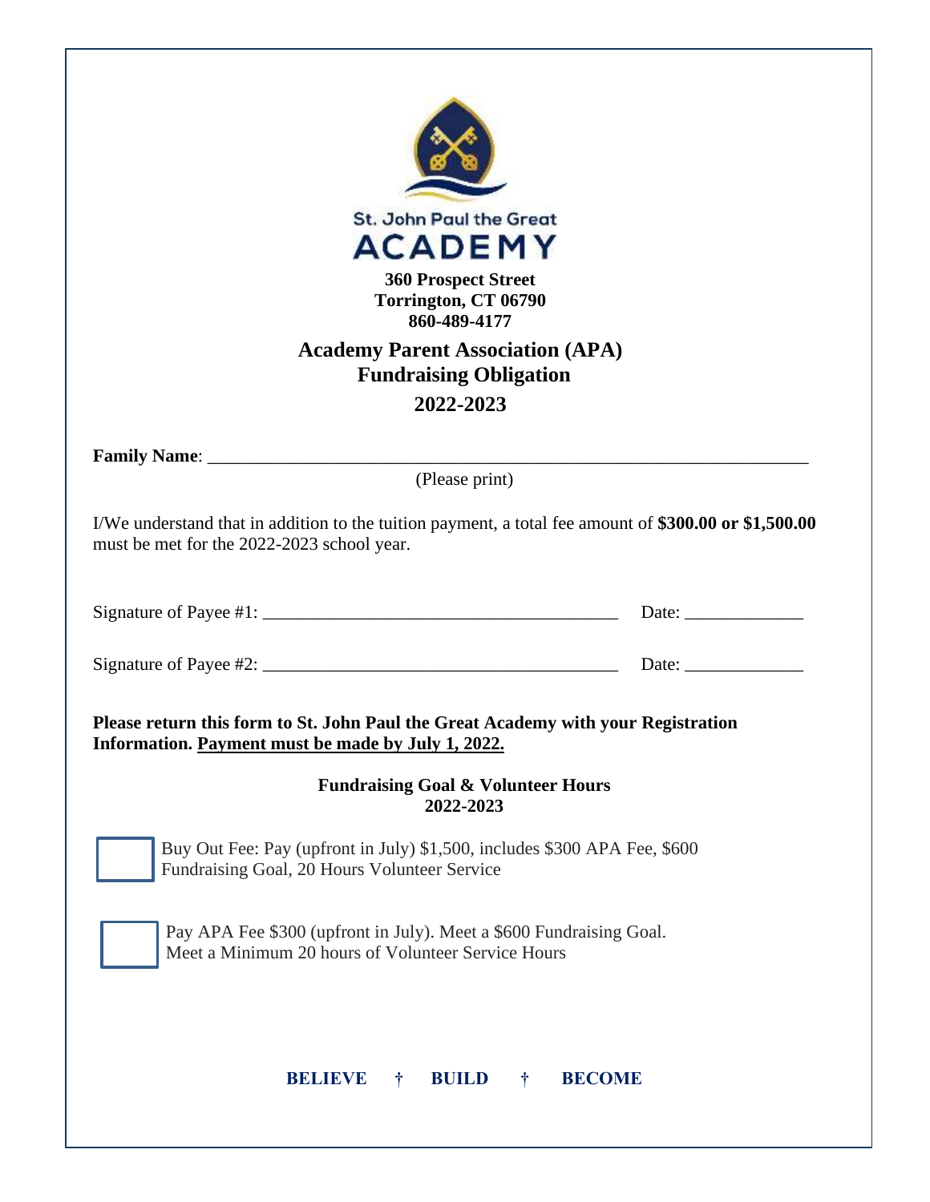St. John Paul the Great
ACADEMY

**360 Prospect Street**
**Torrington, CT 06790**
**860-489-4177**

# Academy Parent Association (APA) Fundraising Obligation

## 2022-2023

**Family Name**: ______________________________________________________________________
(Please print)

I/We understand that in addition to the tuition payment, a total fee amount of **$300.00 or $1,500.00** must be met for the 2022-2023 school year.

Signature of Payee #1: ________________________________________ Date: _____________

Signature of Payee #2: ________________________________________ Date: _____________

**Please return this form to St. John Paul the Great Academy with your Registration Information. Payment must be made by July 1, 2022.**

**Fundraising Goal & Volunteer Hours**
**2022-2023**

☐ Buy Out Fee: Pay (upfront in July) $1,500, includes $300 APA Fee, $600 Fundraising Goal, 20 Hours Volunteer Service

☐ Pay APA Fee $300 (upfront in July). Meet a $600 Fundraising Goal. Meet a Minimum 20 hours of Volunteer Service Hours

**BELIEVE † BUILD † BECOME**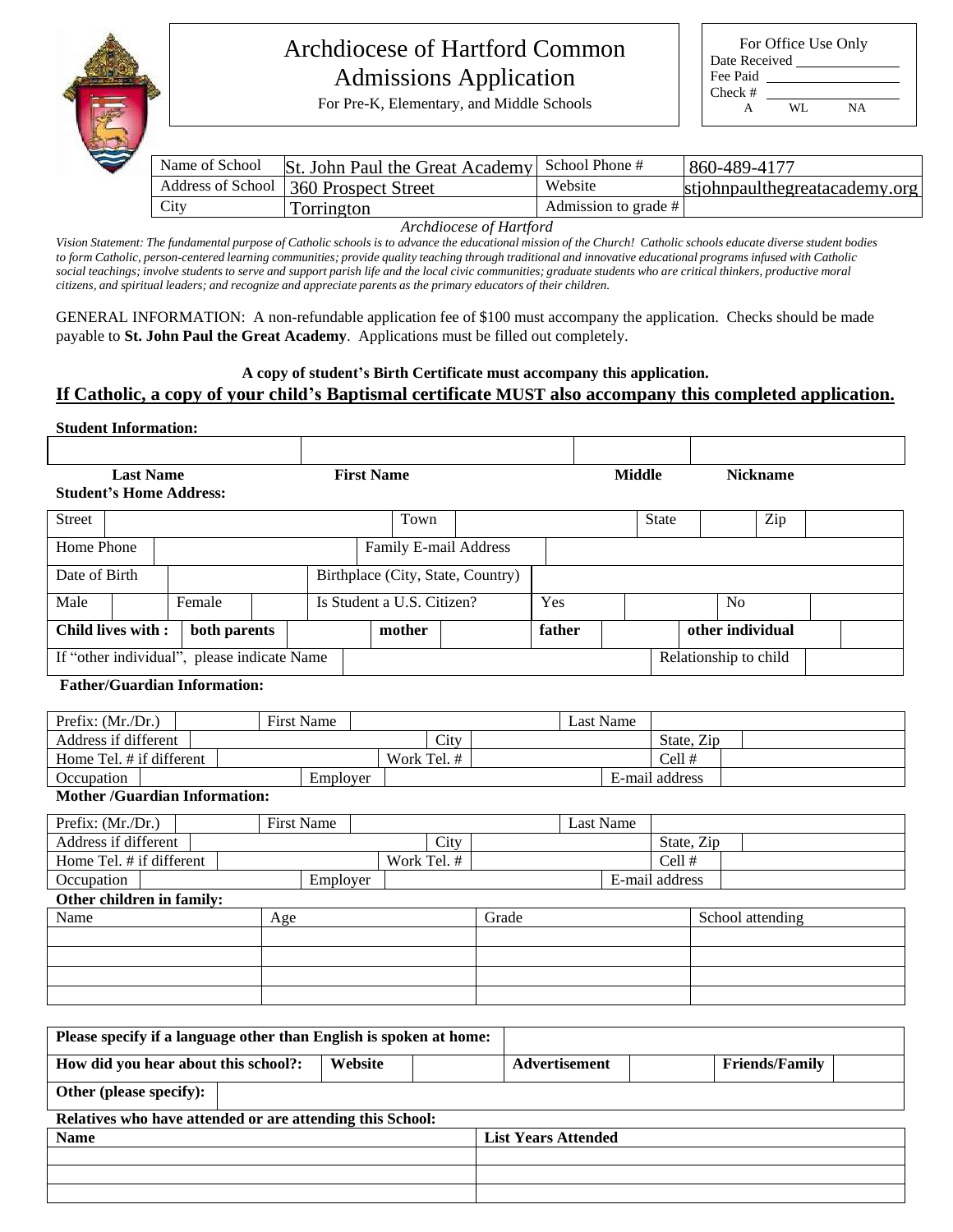# Archdiocese of Hartford Common Admissions Application

For Pre-K, Elementary, and Middle Schools

| For Office Use Only |
|---|
| Date Received ______ |
| Fee Paid ______ |
| Check # ______ |
| A WL NA |

| Name of School | St. John Paul the Great Academy | School Phone # | 860-489-4177 |
|---|---|---|---|
| Address of School | 360 Prospect Street | Website | stjohnpaulthegreatacademy.org |
| City | Torrington | Admission to grade # | |

*Archdiocese of Hartford*

*Vision Statement: The fundamental purpose of Catholic schools is to advance the educational mission of the Church! Catholic schools educate diverse student bodies to form Catholic, person-centered learning communities; provide quality teaching through traditional and innovative educational programs infused with Catholic social teachings; involve students to serve and support parish life and the local civic communities; graduate students who are critical thinkers, productive moral citizens, and spiritual leaders; and recognize and appreciate parents as the primary educators of their children.*

GENERAL INFORMATION: A non-refundable application fee of $100 must accompany the application. Checks should be made payable to **St. John Paul the Great Academy**. Applications must be filled out completely.

**A copy of student's Birth Certificate must accompany this application.**

**If Catholic, a copy of your child's Baptismal certificate MUST also accompany this completed application.**

**Student Information:**

| Last Name | First Name | Middle | Nickname |
|---|---|---|---|
| | | | |

**Student's Home Address:**

| Street | | Town | | State | | Zip | |
|---|---|---|---|---|---|---|---|
| Home Phone | | Family E-mail Address | | | | | |
| Date of Birth | | Birthplace (City, State, Country) | | | | | |
| Male | | Female | | Is Student a U.S. Citizen? | Yes | No | |
| **Child lives with :** | **both parents** | | **mother** | | **father** | **other individual** | |
| If "other individual", please indicate Name | | | | | | Relationship to child | |

**Father/Guardian Information:**

| Prefix: (Mr./Dr.) | | First Name | | Last Name | |
|---|---|---|---|---|---|
| Address if different | | City | | State, Zip | |
| Home Tel. # if different | | Work Tel. # | | Cell # | |
| Occupation | | Employer | | E-mail address | |

**Mother /Guardian Information:**

| Prefix: (Mr./Dr.) | | First Name | | Last Name | |
|---|---|---|---|---|---|
| Address if different | | City | | State, Zip | |
| Home Tel. # if different | | Work Tel. # | | Cell # | |
| Occupation | | Employer | | E-mail address | |

**Other children in family:**

| Name | Age | Grade | School attending |
|---|---|---|---|
| | | | |
| | | | |
| | | | |
| | | | |

| **Please specify if a language other than English is spoken at home:** | | | | | |
|---|---|---|---|---|---|
| **How did you hear about this school?:** | **Website** | | **Advertisement** | | **Friends/Family** |
| **Other (please specify):** | | | | | |

**Relatives who have attended or are attending this School:**

| Name | List Years Attended |
|---|---|
| | |
| | |
| | |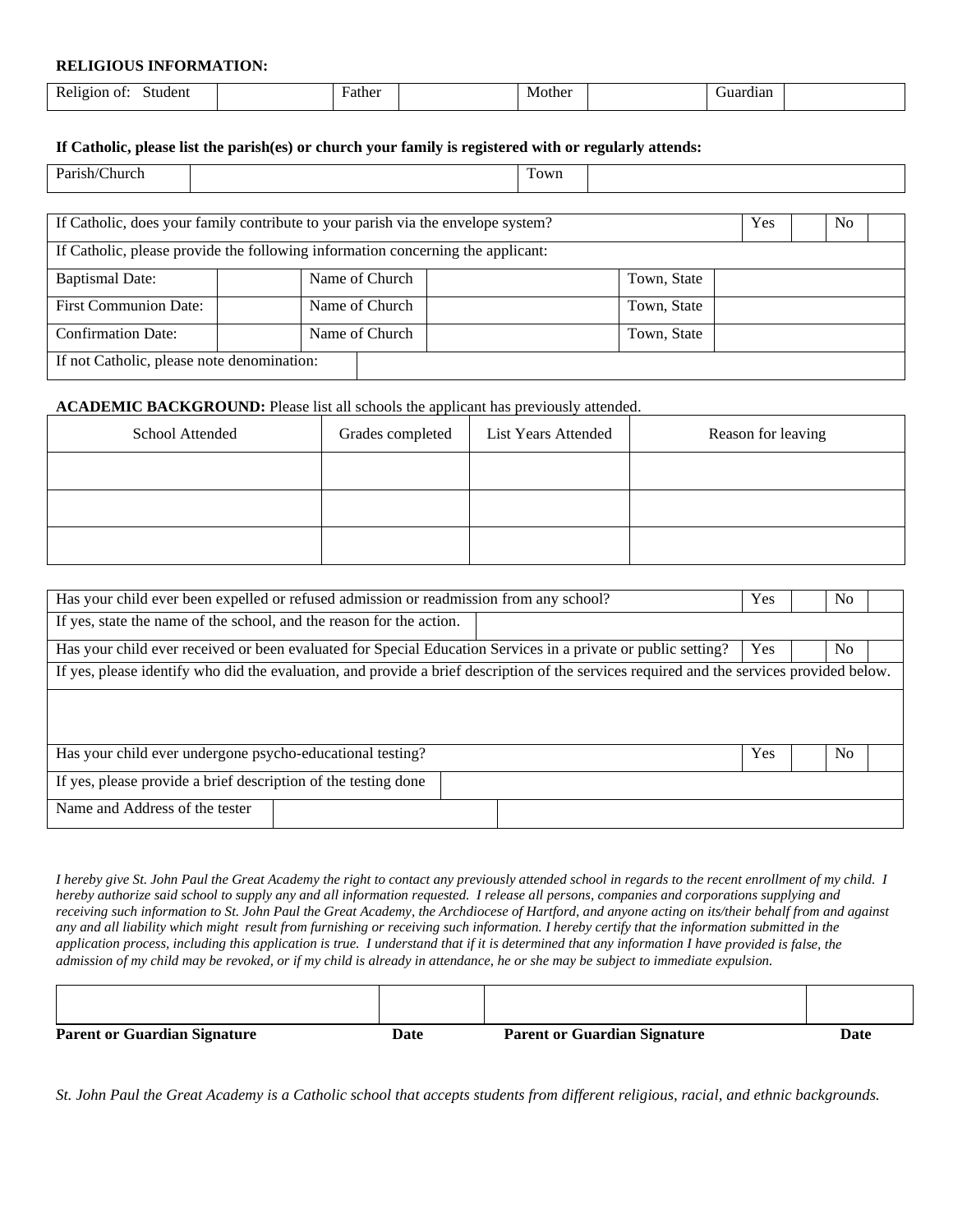**RELIGIOUS INFORMATION:**

| Religion of: Student | | Father | | Mother | | Guardian | |
|---|---|---|---|---|---|---|---|

**If Catholic, please list the parish(es) or church your family is registered with or regularly attends:**

| Parish/Church | | Town | |
|---|---|---|---|

| If Catholic, does your family contribute to your parish via the envelope system? | | | | | Yes | | No | |
|---|---|---|---|---|---|---|---|---|
| If Catholic, please provide the following information concerning the applicant: | | | | | | | | |
| Baptismal Date: | | Name of Church | | Town, State | | | | |
| First Communion Date: | | Name of Church | | Town, State | | | | |
| Confirmation Date: | | Name of Church | | Town, State | | | | |
| If not Catholic, please note denomination: | | | | | | | | |

**ACADEMIC BACKGROUND:** Please list all schools the applicant has previously attended.

| School Attended | Grades completed | List Years Attended | Reason for leaving |
|---|---|---|---|
| | | | |
| | | | |
| | | | |

| Has your child ever been expelled or refused admission or readmission from any school? | | Yes | | No | |
|---|---|---|---|---|---|
| If yes, state the name of the school, and the reason for the action. | | | | | |
| Has your child ever received or been evaluated for Special Education Services in a private or public setting? | | Yes | | No | |
| If yes, please identify who did the evaluation, and provide a brief description of the services required and the services provided below. | | | | | |
| | | | | | |
| Has your child ever undergone psycho-educational testing? | | Yes | | No | |
| If yes, please provide a brief description of the testing done | | | | | |
| Name and Address of the tester | | | | | |

*I hereby give St. John Paul the Great Academy the right to contact any previously attended school in regards to the recent enrollment of my child. I hereby authorize said school to supply any and all information requested. I release all persons, companies and corporations supplying and receiving such information to St. John Paul the Great Academy, the Archdiocese of Hartford, and anyone acting on its/their behalf from and against any and all liability which might result from furnishing or receiving such information. I hereby certify that the information submitted in the application process, including this application is true. I understand that if it is determined that any information I have provided is false, the admission of my child may be revoked, or if my child is already in attendance, he or she may be subject to immediate expulsion.*

| | | | |
|---|---|---|---|
| **Parent or Guardian Signature** | **Date** | **Parent or Guardian Signature** | **Date** |

*St. John Paul the Great Academy is a Catholic school that accepts students from different religious, racial, and ethnic backgrounds.*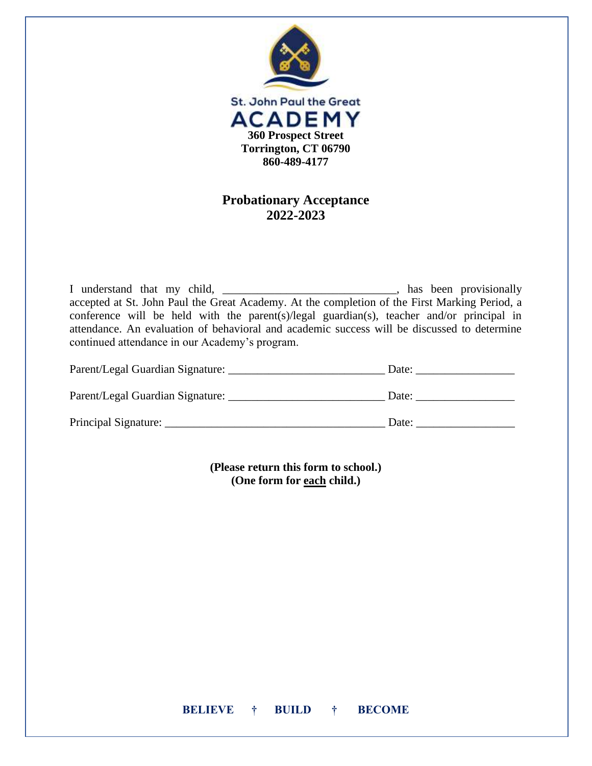St. John Paul the Great

ACADEMY

**360 Prospect Street**
**Torrington, CT 06790**
**860-489-4177**

## Probationary Acceptance
## 2022-2023

I understand that my child, ______________________________, has been provisionally accepted at St. John Paul the Great Academy. At the completion of the First Marking Period, a conference will be held with the parent(s)/legal guardian(s), teacher and/or principal in attendance. An evaluation of behavioral and academic success will be discussed to determine continued attendance in our Academy's program.

Parent/Legal Guardian Signature: ___________________________ Date: _________________

Parent/Legal Guardian Signature: ___________________________ Date: _________________

Principal Signature: _____________________________________ Date: _________________

**(Please return this form to school.)**
**(One form for <u>each</u> child.)**

**BELIEVE † BUILD † BECOME**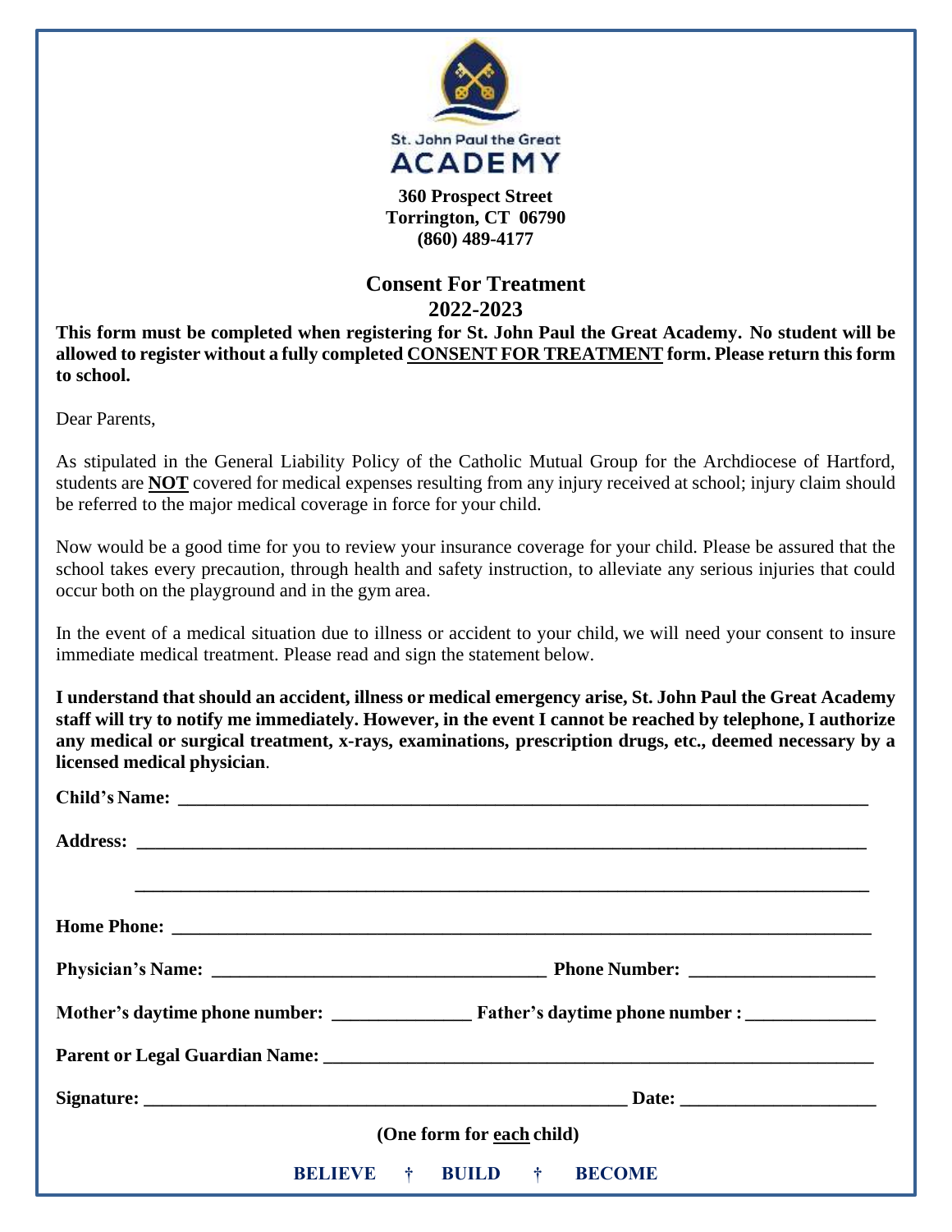St. John Paul the Great

ACADEMY

**360 Prospect Street**
**Torrington, CT 06790**
**(860) 489-4177**

## Consent For Treatment
## 2022-2023

**This form must be completed when registering for St. John Paul the Great Academy. No student will be allowed to register without a fully completed CONSENT FOR TREATMENT form. Please return this form to school.**

Dear Parents,

As stipulated in the General Liability Policy of the Catholic Mutual Group for the Archdiocese of Hartford, students are **NOT** covered for medical expenses resulting from any injury received at school; injury claim should be referred to the major medical coverage in force for your child.

Now would be a good time for you to review your insurance coverage for your child. Please be assured that the school takes every precaution, through health and safety instruction, to alleviate any serious injuries that could occur both on the playground and in the gym area.

In the event of a medical situation due to illness or accident to your child, we will need your consent to insure immediate medical treatment. Please read and sign the statement below.

**I understand that should an accident, illness or medical emergency arise, St. John Paul the Great Academy staff will try to notify me immediately. However, in the event I cannot be reached by telephone, I authorize any medical or surgical treatment, x-rays, examinations, prescription drugs, etc., deemed necessary by a licensed medical physician**.

**Child's Name:** ___________________________________________

**Address:** ___________________________________________

___________________________________________

**Home Phone:** ___________________________________________

**Physician's Name:** _________________________ **Phone Number:** _______________

**Mother's daytime phone number:** _______________ **Father's daytime phone number :** _______________

**Parent or Legal Guardian Name:** ___________________________________________

**Signature:** _________________________________ **Date:** _______________

**(One form for each child)**

**BELIEVE † BUILD † BECOME**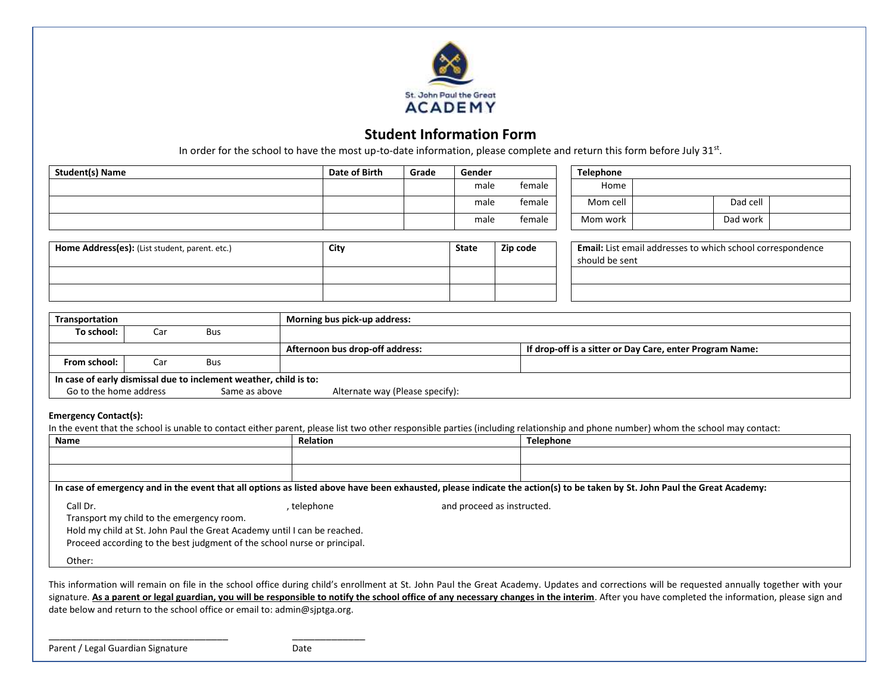St. John Paul the Great
ACADEMY

# Student Information Form

In order for the school to have the most up-to-date information, please complete and return this form before July 31st.

| Student(s) Name | Date of Birth | Grade | Gender |
|---|---|---|---|
| | | | male female |
| | | | male female |
| | | | male female |

| Telephone | | | |
|---|---|---|---|
| Home | | | |
| Mom cell | | Dad cell | |
| Mom work | | Dad work | |

| Home Address(es): (List student, parent. etc.) | City | State | Zip code |
|---|---|---|---|
| | | | |
| | | | |

| Email: List email addresses to which school correspondence should be sent |
|---|
| |
| |

| Transportation | | Morning bus pick-up address: | |
|---|---|---|---|
| To school: | Car Bus | | |
| | | Afternoon bus drop-off address: | If drop-off is a sitter or Day Care, enter Program Name: |
| From school: | Car Bus | | |

**In case of early dismissal due to inclement weather, child is to:**
Go to the home address Same as above Alternate way (Please specify):

**Emergency Contact(s):**
In the event that the school is unable to contact either parent, please list two other responsible parties (including relationship and phone number) whom the school may contact:

| Name | Relation | Telephone |
|---|---|---|
| | | |
| | | |

**In case of emergency and in the event that all options as listed above have been exhausted, please indicate the action(s) to be taken by St. John Paul the Great Academy:**

Call Dr. , telephone and proceed as instructed.
Transport my child to the emergency room.
Hold my child at St. John Paul the Great Academy until I can be reached.
Proceed according to the best judgment of the school nurse or principal.

Other:

This information will remain on file in the school office during child's enrollment at St. John Paul the Great Academy. Updates and corrections will be requested annually together with your signature. **As a parent or legal guardian, you will be responsible to notify the school office of any necessary changes in the interim**. After you have completed the information, please sign and date below and return to the school office or email to: admin@sjptga.org.

___________________________________ _______________
Parent / Legal Guardian Signature Date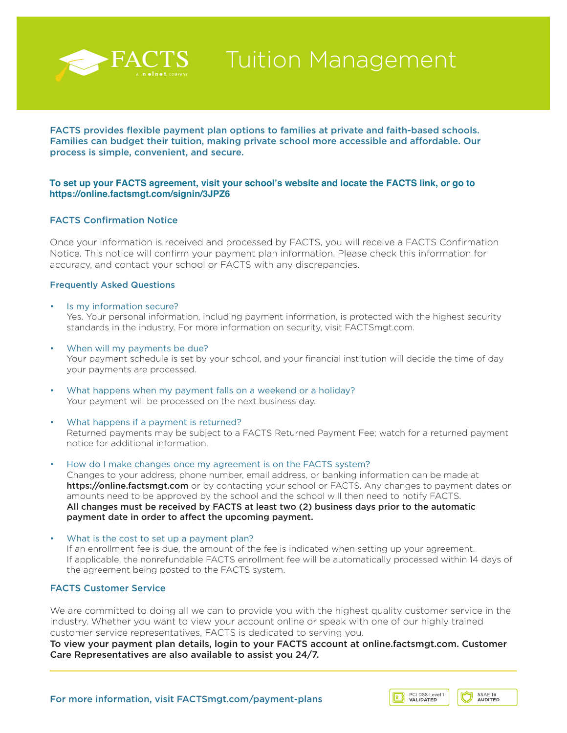# FACTS Tuition Management

A nelnet COMPANY

**FACTS provides flexible payment plan options to families at private and faith-based schools. Families can budget their tuition, making private school more accessible and affordable. Our process is simple, convenient, and secure.**

**To set up your FACTS agreement, visit your school's website and locate the FACTS link, or go to https://online.factsmgt.com/signin/3JPZ6**

## FACTS Confirmation Notice

Once your information is received and processed by FACTS, you will receive a FACTS Confirmation Notice. This notice will confirm your payment plan information. Please check this information for accuracy, and contact your school or FACTS with any discrepancies.

## Frequently Asked Questions

- Is my information secure?
  Yes. Your personal information, including payment information, is protected with the highest security standards in the industry. For more information on security, visit FACTSmgt.com.

- When will my payments be due?
  Your payment schedule is set by your school, and your financial institution will decide the time of day your payments are processed.

- What happens when my payment falls on a weekend or a holiday?
  Your payment will be processed on the next business day.

- What happens if a payment is returned?
  Returned payments may be subject to a FACTS Returned Payment Fee; watch for a returned payment notice for additional information.

- How do I make changes once my agreement is on the FACTS system?
  Changes to your address, phone number, email address, or banking information can be made at **https://online.factsmgt.com** or by contacting your school or FACTS. Any changes to payment dates or amounts need to be approved by the school and the school will then need to notify FACTS.
  **All changes must be received by FACTS at least two (2) business days prior to the automatic payment date in order to affect the upcoming payment.**

- What is the cost to set up a payment plan?
  If an enrollment fee is due, the amount of the fee is indicated when setting up your agreement. If applicable, the nonrefundable FACTS enrollment fee will be automatically processed within 14 days of the agreement being posted to the FACTS system.

## FACTS Customer Service

We are committed to doing all we can to provide you with the highest quality customer service in the industry. Whether you want to view your account online or speak with one of our highly trained customer service representatives, FACTS is dedicated to serving you.
**To view your payment plan details, login to your FACTS account at online.factsmgt.com. Customer Care Representatives are also available to assist you 24/7.**

For more information, visit FACTSmgt.com/payment-plans

PCI DSS Level 1 VALIDATED

SSAE 16 AUDITED